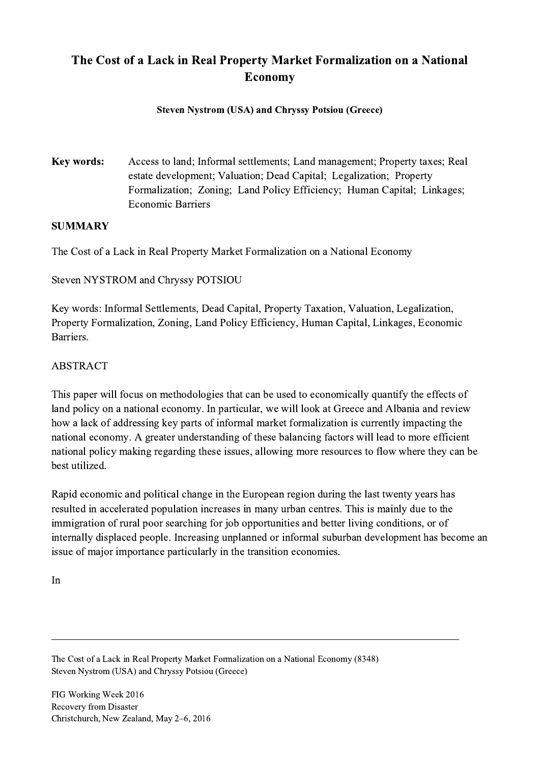# The Cost of a Lack in Real Property Market Formalization on a National Economy

**Steven Nystrom (USA) and Chryssy Potsiou (Greece)**

**Key words:** Access to land; Informal settlements; Land management; Property taxes; Real estate development; Valuation; Dead Capital; Legalization; Property Formalization; Zoning; Land Policy Efficiency; Human Capital; Linkages; Economic Barriers

## SUMMARY

The Cost of a Lack in Real Property Market Formalization on a National Economy

Steven NYSTROM and Chryssy POTSIOU

Key words: Informal Settlements, Dead Capital, Property Taxation, Valuation, Legalization, Property Formalization, Zoning, Land Policy Efficiency, Human Capital, Linkages, Economic Barriers.

ABSTRACT

This paper will focus on methodologies that can be used to economically quantify the effects of land policy on a national economy. In particular, we will look at Greece and Albania and review how a lack of addressing key parts of informal market formalization is currently impacting the national economy. A greater understanding of these balancing factors will lead to more efficient national policy making regarding these issues, allowing more resources to flow where they can be best utilized.

Rapid economic and political change in the European region during the last twenty years has resulted in accelerated population increases in many urban centres. This is mainly due to the immigration of rural poor searching for job opportunities and better living conditions, or of internally displaced people. Increasing unplanned or informal suburban development has become an issue of major importance particularly in the transition economies.

In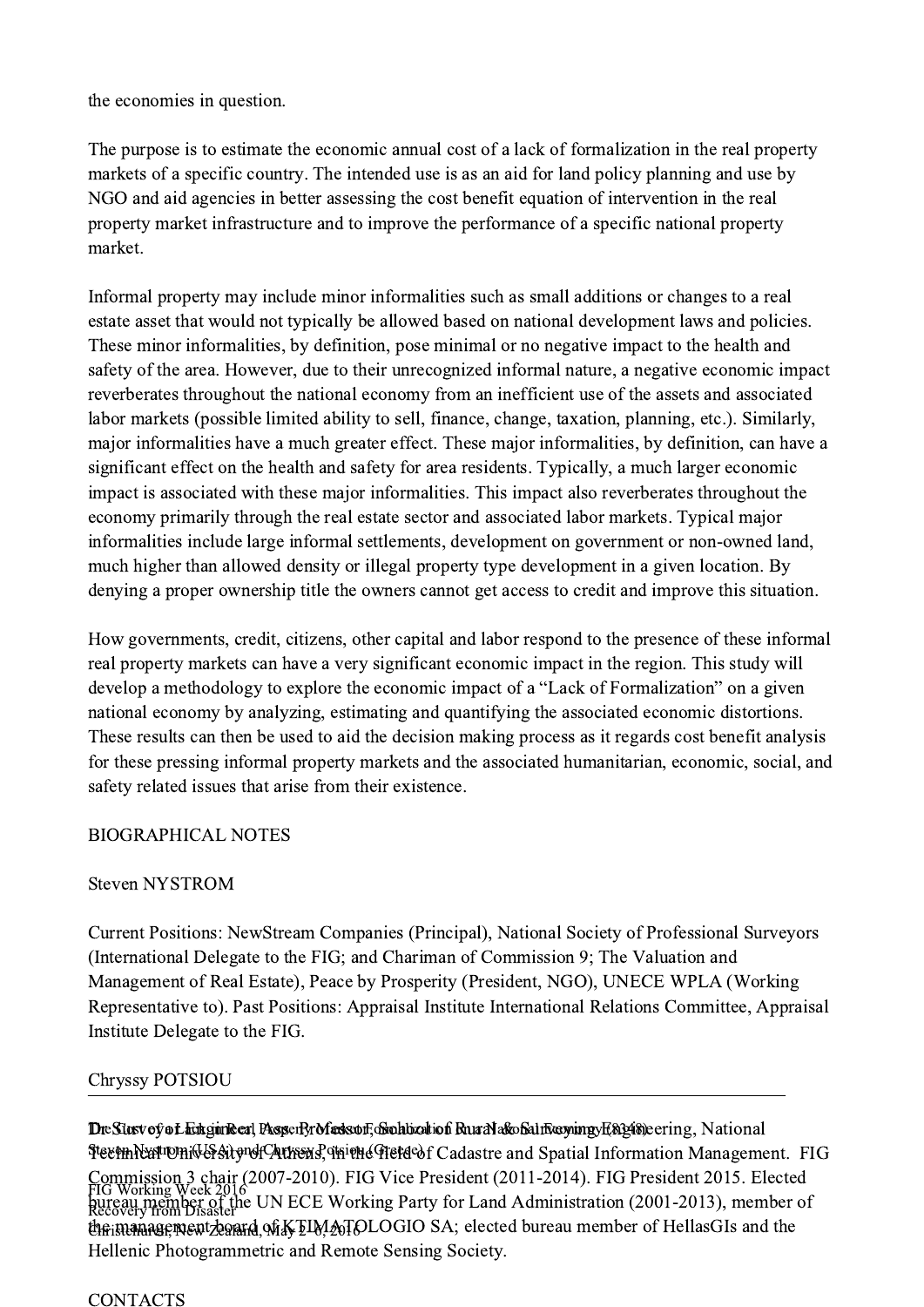the economies in question.

The purpose is to estimate the economic annual cost of a lack of formalization in the real property markets of a specific country. The intended use is as an aid for land policy planning and use by NGO and aid agencies in better assessing the cost benefit equation of intervention in the real property market infrastructure and to improve the performance of a specific national property market.

Informal property may include minor informalities such as small additions or changes to a real estate asset that would not typically be allowed based on national development laws and policies. These minor informalities, by definition, pose minimal or no negative impact to the health and safety of the area. However, due to their unrecognized informal nature, a negative economic impact reverberates throughout the national economy from an inefficient use of the assets and associated labor markets (possible limited ability to sell, finance, change, taxation, planning, etc.). Similarly, major informalities have a much greater effect. These major informalities, by definition, can have a significant effect on the health and safety for area residents. Typically, a much larger economic impact is associated with these major informalities. This impact also reverberates throughout the economy primarily through the real estate sector and associated labor markets. Typical major informalities include large informal settlements, development on government or non-owned land, much higher than allowed density or illegal property type development in a given location. By denying a proper ownership title the owners cannot get access to credit and improve this situation.

How governments, credit, citizens, other capital and labor respond to the presence of these informal real property markets can have a very significant economic impact in the region. This study will develop a methodology to explore the economic impact of a "Lack of Formalization" on a given national economy by analyzing, estimating and quantifying the associated economic distortions. These results can then be used to aid the decision making process as it regards cost benefit analysis for these pressing informal property markets and the associated humanitarian, economic, social, and safety related issues that arise from their existence.

## BIOGRAPHICAL NOTES

### Steven NYSTROM

Current Positions: NewStream Companies (Principal), National Society of Professional Surveyors (International Delegate to the FIG; and Chariman of Commission 9; The Valuation and Management of Real Estate), Peace by Prosperity (President, NGO), UNECE WPLA (Working Representative to). Past Positions: Appraisal Institute International Relations Committee, Appraisal Institute Delegate to the FIG.

### Chryssy POTSIOU

Dr. Surveyor Engineer, Assoc. Professor, School of Rural & Surveying Engineering, National Technical University of Athens, in the field of Cadastre and Spatial Information Management. FIG Commission 3 chair (2007-2010). FIG Vice President (2011-2014). FIG President 2015. Elected bureau member of the UN ECE Working Party for Land Administration (2001-2013), member of the management board of KTIMATOLOGIO SA; elected bureau member of HellasGIs and the Hellenic Photogrammetric and Remote Sensing Society.

## CONTACTS